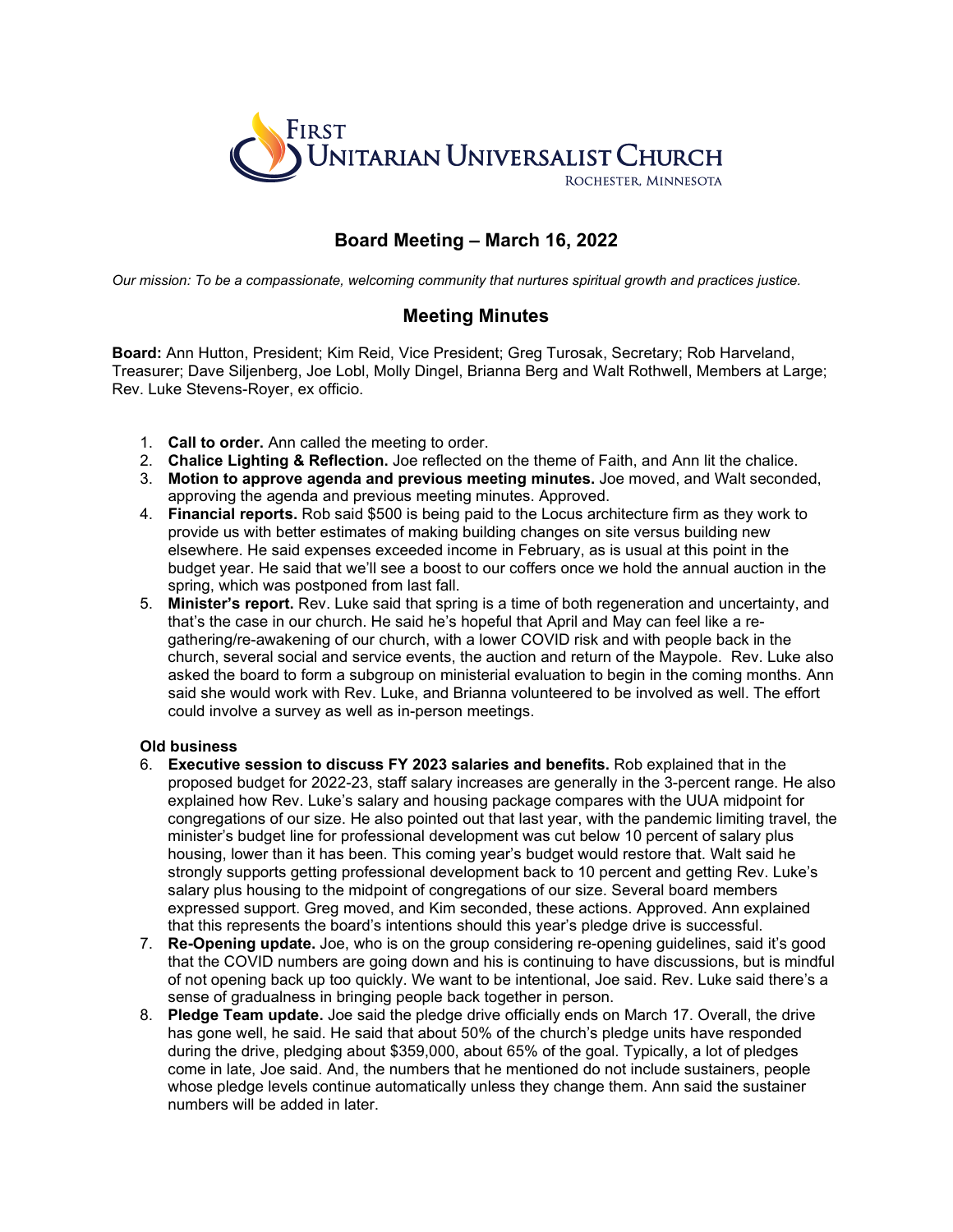First Unitarian Universalist Church
Rochester, Minnesota

## Board Meeting – March 16, 2022

*Our mission: To be a compassionate, welcoming community that nurtures spiritual growth and practices justice.*

## Meeting Minutes

**Board:** Ann Hutton, President; Kim Reid, Vice President; Greg Turosak, Secretary; Rob Harveland, Treasurer; Dave Siljenberg, Joe Lobl, Molly Dingel, Brianna Berg and Walt Rothwell, Members at Large; Rev. Luke Stevens-Royer, ex officio.

1. **Call to order.** Ann called the meeting to order.
2. **Chalice Lighting & Reflection.** Joe reflected on the theme of Faith, and Ann lit the chalice.
3. **Motion to approve agenda and previous meeting minutes.** Joe moved, and Walt seconded, approving the agenda and previous meeting minutes. Approved.
4. **Financial reports.** Rob said $500 is being paid to the Locus architecture firm as they work to provide us with better estimates of making building changes on site versus building new elsewhere. He said expenses exceeded income in February, as is usual at this point in the budget year. He said that we'll see a boost to our coffers once we hold the annual auction in the spring, which was postponed from last fall.
5. **Minister's report.** Rev. Luke said that spring is a time of both regeneration and uncertainty, and that's the case in our church. He said he's hopeful that April and May can feel like a re-gathering/re-awakening of our church, with a lower COVID risk and with people back in the church, several social and service events, the auction and return of the Maypole. Rev. Luke also asked the board to form a subgroup on ministerial evaluation to begin in the coming months. Ann said she would work with Rev. Luke, and Brianna volunteered to be involved as well. The effort could involve a survey as well as in-person meetings.

**Old business**

6. **Executive session to discuss FY 2023 salaries and benefits.** Rob explained that in the proposed budget for 2022-23, staff salary increases are generally in the 3-percent range. He also explained how Rev. Luke's salary and housing package compares with the UUA midpoint for congregations of our size. He also pointed out that last year, with the pandemic limiting travel, the minister's budget line for professional development was cut below 10 percent of salary plus housing, lower than it has been. This coming year's budget would restore that. Walt said he strongly supports getting professional development back to 10 percent and getting Rev. Luke's salary plus housing to the midpoint of congregations of our size. Several board members expressed support. Greg moved, and Kim seconded, these actions. Approved. Ann explained that this represents the board's intentions should this year's pledge drive is successful.
7. **Re-Opening update.** Joe, who is on the group considering re-opening guidelines, said it's good that the COVID numbers are going down and his is continuing to have discussions, but is mindful of not opening back up too quickly. We want to be intentional, Joe said. Rev. Luke said there's a sense of gradualness in bringing people back together in person.
8. **Pledge Team update.** Joe said the pledge drive officially ends on March 17. Overall, the drive has gone well, he said. He said that about 50% of the church's pledge units have responded during the drive, pledging about $359,000, about 65% of the goal. Typically, a lot of pledges come in late, Joe said. And, the numbers that he mentioned do not include sustainers, people whose pledge levels continue automatically unless they change them. Ann said the sustainer numbers will be added in later.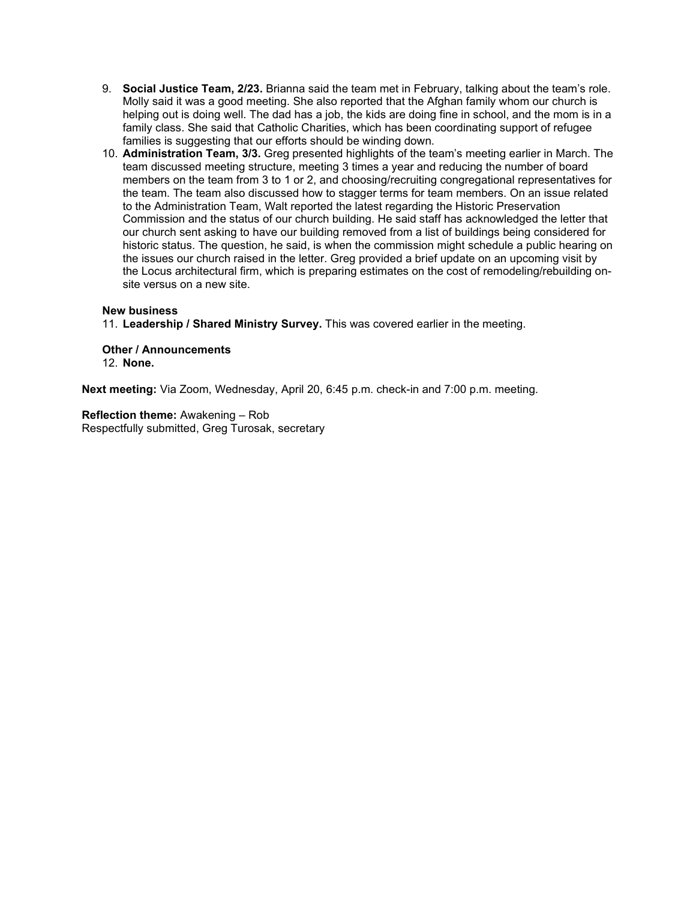9. **Social Justice Team, 2/23.** Brianna said the team met in February, talking about the team's role. Molly said it was a good meeting. She also reported that the Afghan family whom our church is helping out is doing well. The dad has a job, the kids are doing fine in school, and the mom is in a family class. She said that Catholic Charities, which has been coordinating support of refugee families is suggesting that our efforts should be winding down.
10. **Administration Team, 3/3.** Greg presented highlights of the team's meeting earlier in March. The team discussed meeting structure, meeting 3 times a year and reducing the number of board members on the team from 3 to 1 or 2, and choosing/recruiting congregational representatives for the team. The team also discussed how to stagger terms for team members. On an issue related to the Administration Team, Walt reported the latest regarding the Historic Preservation Commission and the status of our church building. He said staff has acknowledged the letter that our church sent asking to have our building removed from a list of buildings being considered for historic status. The question, he said, is when the commission might schedule a public hearing on the issues our church raised in the letter. Greg provided a brief update on an upcoming visit by the Locus architectural firm, which is preparing estimates on the cost of remodeling/rebuilding on-site versus on a new site.

**New business**

11. **Leadership / Shared Ministry Survey.** This was covered earlier in the meeting.

**Other / Announcements**

12. **None.**

**Next meeting:** Via Zoom, Wednesday, April 20, 6:45 p.m. check-in and 7:00 p.m. meeting.

**Reflection theme:** Awakening – Rob
Respectfully submitted, Greg Turosak, secretary